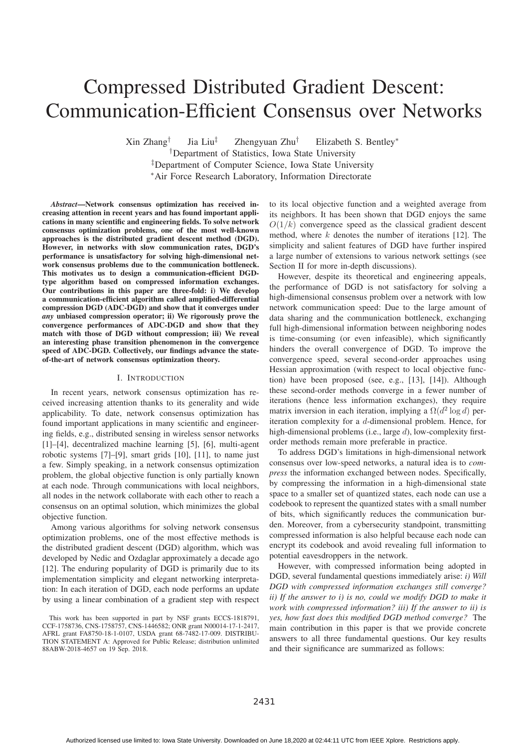# Compressed Distributed Gradient Descent: Communication-Efficient Consensus over Networks

Xin Zhang[†] Jia Liu[‡] Zhengyuan Zhu[†] Elizabeth S. Bentley[*]

[†]Department of Statistics, Iowa State University

[‡]Department of Computer Science, Iowa State University

[*]Air Force Research Laboratory, Information Directorate

***Abstract*—Network consensus optimization has received increasing attention in recent years and has found important applications in many scientific and engineering fields. To solve network consensus optimization problems, one of the most well-known approaches is the distributed gradient descent method (DGD). However, in networks with slow communication rates, DGD's performance is unsatisfactory for solving high-dimensional network consensus problems due to the communication bottleneck. This motivates us to design a communication-efficient DGD-type algorithm based on compressed information exchanges. Our contributions in this paper are three-fold: i) We develop a communication-efficient algorithm called amplified-differential compression DGD (ADC-DGD) and show that it converges under *any* unbiased compression operator; ii) We rigorously prove the convergence performances of ADC-DGD and show that they match with those of DGD without compression; iii) We reveal an interesting phase transition phenomenon in the convergence speed of ADC-DGD. Collectively, our findings advance the state-of-the-art of network consensus optimization theory.**

## I. Introduction

In recent years, network consensus optimization has received increasing attention thanks to its generality and wide applicability. To date, network consensus optimization has found important applications in many scientific and engineering fields, e.g., distributed sensing in wireless sensor networks [1]–[4], decentralized machine learning [5], [6], multi-agent robotic systems [7]–[9], smart grids [10], [11], to name just a few. Simply speaking, in a network consensus optimization problem, the global objective function is only partially known at each node. Through communications with local neighbors, all nodes in the network collaborate with each other to reach a consensus on an optimal solution, which minimizes the global objective function.

Among various algorithms for solving network consensus optimization problems, one of the most effective methods is the distributed gradient descent (DGD) algorithm, which was developed by Nedic and Ozdaglar approximately a decade ago [12]. The enduring popularity of DGD is primarily due to its implementation simplicity and elegant networking interpretation: In each iteration of DGD, each node performs an update by using a linear combination of a gradient step with respect to its local objective function and a weighted average from its neighbors. It has been shown that DGD enjoys the same $O(1/k)$ convergence speed as the classical gradient descent method, where $k$ denotes the number of iterations [12]. The simplicity and salient features of DGD have further inspired a large number of extensions to various network settings (see Section II for more in-depth discussions).

However, despite its theoretical and engineering appeals, the performance of DGD is not satisfactory for solving a high-dimensional consensus problem over a network with low network communication speed: Due to the large amount of data sharing and the communication bottleneck, exchanging full high-dimensional information between neighboring nodes is time-consuming (or even infeasible), which significantly hinders the overall convergence of DGD. To improve the convergence speed, several second-order approaches using Hessian approximation (with respect to local objective function) have been proposed (see, e.g., [13], [14]). Although these second-order methods converge in a fewer number of iterations (hence less information exchanges), they require matrix inversion in each iteration, implying a $\Omega(d^2 \log d)$ per-iteration complexity for a $d$-dimensional problem. Hence, for high-dimensional problems (i.e., large $d$), low-complexity first-order methods remain more preferable in practice.

To address DGD's limitations in high-dimensional network consensus over low-speed networks, a natural idea is to *compress* the information exchanged between nodes. Specifically, by compressing the information in a high-dimensional state space to a smaller set of quantized states, each node can use a codebook to represent the quantized states with a small number of bits, which significantly reduces the communication burden. Moreover, from a cybersecurity standpoint, transmitting compressed information is also helpful because each node can encrypt its codebook and avoid revealing full information to potential eavesdroppers in the network.

However, with compressed information being adopted in DGD, several fundamental questions immediately arise: *i) Will DGD with compressed information exchanges still converge? ii) If the answer to i) is no, could we modify DGD to make it work with compressed information? iii) If the answer to ii) is yes, how fast does this modified DGD method converge?* The main contribution in this paper is that we provide concrete answers to all three fundamental questions. Our key results and their significance are summarized as follows:

This work has been supported in part by NSF grants ECCS-1818791, CCF-1758736, CNS-1758757, CNS-1446582; ONR grant N00014-17-1-2417, AFRL grant FA8750-18-1-0107, USDA grant 68-7482-17-009. DISTRIBUTION STATEMENT A: Approved for Public Release; distribution unlimited 88ABW-2018-4657 on 19 Sep. 2018.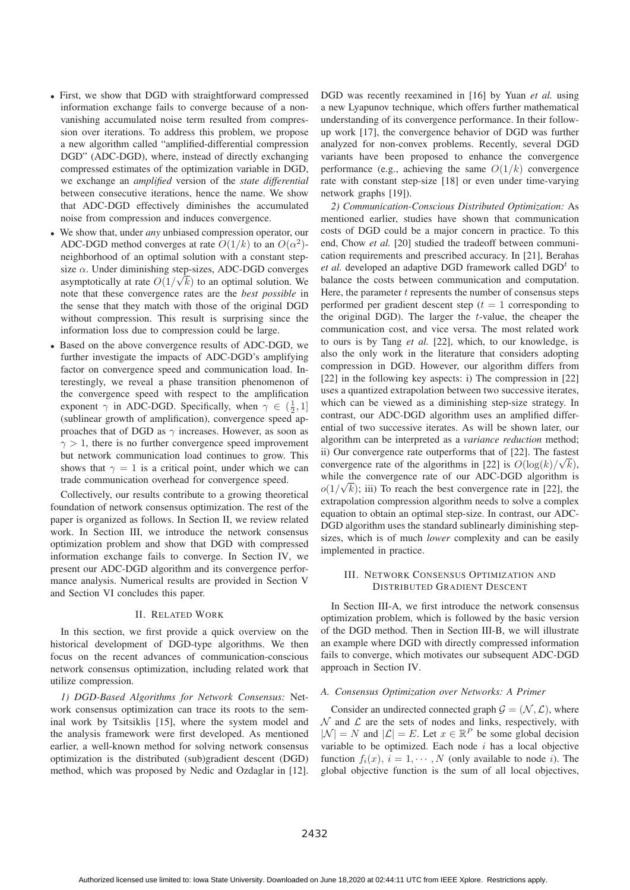- First, we show that DGD with straightforward compressed information exchange fails to converge because of a non-vanishing accumulated noise term resulted from compression over iterations. To address this problem, we propose a new algorithm called "amplified-differential compression DGD" (ADC-DGD), where, instead of directly exchanging compressed estimates of the optimization variable in DGD, we exchange an *amplified* version of the *state differential* between consecutive iterations, hence the name. We show that ADC-DGD effectively diminishes the accumulated noise from compression and induces convergence.
- We show that, under *any* unbiased compression operator, our ADC-DGD method converges at rate $O(1/k)$ to an $O(\alpha^2)$-neighborhood of an optimal solution with a constant step-size $\alpha$. Under diminishing step-sizes, ADC-DGD converges asymptotically at rate $O(1/\sqrt{k})$ to an optimal solution. We note that these convergence rates are the *best possible* in the sense that they match with those of the original DGD without compression. This result is surprising since the information loss due to compression could be large.
- Based on the above convergence results of ADC-DGD, we further investigate the impacts of ADC-DGD's amplifying factor on convergence speed and communication load. Interestingly, we reveal a phase transition phenomenon of the convergence speed with respect to the amplification exponent $\gamma$ in ADC-DGD. Specifically, when $\gamma \in (\frac{1}{2}, 1]$ (sublinear growth of amplification), convergence speed approaches that of DGD as $\gamma$ increases. However, as soon as $\gamma > 1$, there is no further convergence speed improvement but network communication load continues to grow. This shows that $\gamma = 1$ is a critical point, under which we can trade communication overhead for convergence speed.

Collectively, our results contribute to a growing theoretical foundation of network consensus optimization. The rest of the paper is organized as follows. In Section II, we review related work. In Section III, we introduce the network consensus optimization problem and show that DGD with compressed information exchange fails to converge. In Section IV, we present our ADC-DGD algorithm and its convergence performance analysis. Numerical results are provided in Section V and Section VI concludes this paper.

## II. Related Work

In this section, we first provide a quick overview on the historical development of DGD-type algorithms. We then focus on the recent advances of communication-conscious network consensus optimization, including related work that utilize compression.

*1) DGD-Based Algorithms for Network Consensus:* Network consensus optimization can trace its roots to the seminal work by Tsitsiklis [15], where the system model and the analysis framework were first developed. As mentioned earlier, a well-known method for solving network consensus optimization is the distributed (sub)gradient descent (DGD) method, which was proposed by Nedic and Ozdaglar in [12]. DGD was recently reexamined in [16] by Yuan *et al.* using a new Lyapunov technique, which offers further mathematical understanding of its convergence performance. In their follow-up work [17], the convergence behavior of DGD was further analyzed for non-convex problems. Recently, several DGD variants have been proposed to enhance the convergence performance (e.g., achieving the same $O(1/k)$ convergence rate with constant step-size [18] or even under time-varying network graphs [19]).

*2) Communication-Conscious Distributed Optimization:* As mentioned earlier, studies have shown that communication costs of DGD could be a major concern in practice. To this end, Chow *et al.* [20] studied the tradeoff between communication requirements and prescribed accuracy. In [21], Berahas *et al.* developed an adaptive DGD framework called DGD$^t$ to balance the costs between communication and computation. Here, the parameter $t$ represents the number of consensus steps performed per gradient descent step ($t = 1$ corresponding to the original DGD). The larger the $t$-value, the cheaper the communication cost, and vice versa. The most related work to ours is by Tang *et al.* [22], which, to our knowledge, is also the only work in the literature that considers adopting compression in DGD. However, our algorithm differs from [22] in the following key aspects: i) The compression in [22] uses a quantized extrapolation between two successive iterates, which can be viewed as a diminishing step-size strategy. In contrast, our ADC-DGD algorithm uses an amplified differential of two successive iterates. As will be shown later, our algorithm can be interpreted as a *variance reduction* method; ii) Our convergence rate outperforms that of [22]. The fastest convergence rate of the algorithms in [22] is $O(\log(k)/\sqrt{k})$, while the convergence rate of our ADC-DGD algorithm is $o(1/\sqrt{k})$; iii) To reach the best convergence rate in [22], the extrapolation compression algorithm needs to solve a complex equation to obtain an optimal step-size. In contrast, our ADC-DGD algorithm uses the standard sublinearly diminishing step-sizes, which is of much *lower* complexity and can be easily implemented in practice.

## III. Network Consensus Optimization and Distributed Gradient Descent

In Section III-A, we first introduce the network consensus optimization problem, which is followed by the basic version of the DGD method. Then in Section III-B, we will illustrate an example where DGD with directly compressed information fails to converge, which motivates our subsequent ADC-DGD approach in Section IV.

### A. Consensus Optimization over Networks: A Primer

Consider an undirected connected graph $\mathcal{G} = (\mathcal{N}, \mathcal{L})$, where $\mathcal{N}$ and $\mathcal{L}$ are the sets of nodes and links, respectively, with $|\mathcal{N}| = N$ and $|\mathcal{L}| = E$. Let $x \in \mathbb{R}^P$ be some global decision variable to be optimized. Each node $i$ has a local objective function $f_i(x)$, $i = 1, \cdots, N$ (only available to node $i$). The global objective function is the sum of all local objectives,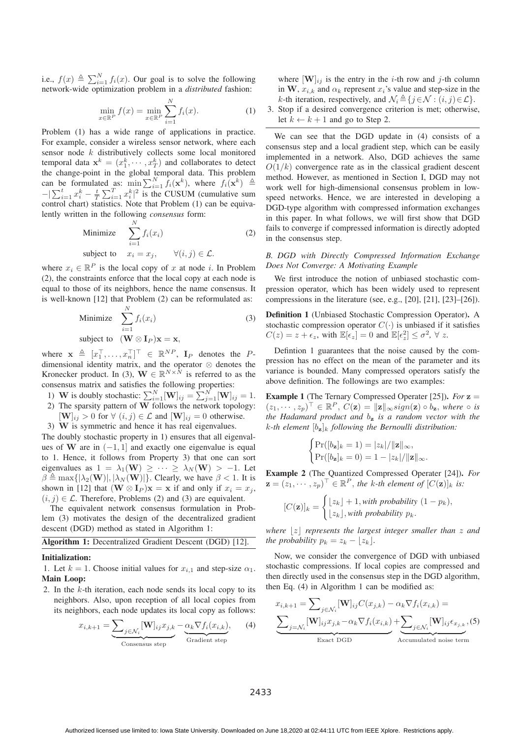i.e., $f(x) \triangleq \sum_{i=1}^{N} f_i(x)$. Our goal is to solve the following network-wide optimization problem in a *distributed* fashion:

$$\min_{x \in \mathbb{R}^P} f(x) = \min_{x \in \mathbb{R}^P} \sum_{i=1}^{N} f_i(x). \tag{1}$$

Problem (1) has a wide range of applications in practice. For example, consider a wireless sensor network, where each sensor node $k$ distributively collects some local monitored temporal data $\mathbf{x}^k = (x_1^k, \cdots, x_T^k)$ and collaborates to detect the change-point in the global temporal data. This problem can be formulated as: $\min \sum_{i=1}^{N} f_i(\mathbf{x}^k)$, where $f_i(\mathbf{x}^k) \triangleq -|\sum_{i=1}^{t} x_i^k - \frac{t}{T}\sum_{i=1}^{T} x_i^k|^2$ is the CUSUM (cumulative sum control chart) statistics. Note that Problem (1) can be equivalently written in the following *consensus* form:

$$\begin{aligned} \text{Minimize} \quad & \sum_{i=1}^{N} f_i(x_i) \\ \text{subject to} \quad & x_i = x_j, \qquad \forall (i,j) \in \mathcal{L}. \end{aligned} \tag{2}$$

where $x_i \in \mathbb{R}^P$ is the local copy of $x$ at node $i$. In Problem (2), the constraints enforce that the local copy at each node is equal to those of its neighbors, hence the name consensus. It is well-known [12] that Problem (2) can be reformulated as:

$$\begin{aligned} \text{Minimize} \quad & \sum_{i=1}^{N} f_i(x_i) \\ \text{subject to} \quad & (\mathbf{W} \otimes \mathbf{I}_P)\mathbf{x} = \mathbf{x}, \end{aligned} \tag{3}$$

where $\mathbf{x} \triangleq [x_1^\top, \ldots, x_n^\top]^\top \in \mathbb{R}^{NP}$, $\mathbf{I}_P$ denotes the $P$-dimensional identity matrix, and the operator $\otimes$ denotes the Kronecker product. In (3), $\mathbf{W} \in \mathbb{R}^{N \times N}$ is referred to as the consensus matrix and satisfies the following properties:

1) $\mathbf{W}$ is doubly stochastic: $\sum_{i=1}^{N} [\mathbf{W}]_{ij} = \sum_{j=1}^{N} [\mathbf{W}]_{ij} = 1$.
2) The sparsity pattern of $\mathbf{W}$ follows the network topology: $[\mathbf{W}]_{ij} > 0$ for $\forall\, (i,j) \in \mathcal{L}$ and $[\mathbf{W}]_{ij} = 0$ otherwise.
3) $\mathbf{W}$ is symmetric and hence it has real eigenvalues.

The doubly stochastic property in 1) ensures that all eigenvalues of $\mathbf{W}$ are in $(-1, 1]$ and exactly one eigenvalue is equal to 1. Hence, it follows from Property 3) that one can sort eigenvalues as $1 = \lambda_1(\mathbf{W}) \geq \cdots \geq \lambda_N(\mathbf{W}) > -1$. Let $\beta \triangleq \max\{|\lambda_2(\mathbf{W})|, |\lambda_N(\mathbf{W})|\}$. Clearly, we have $\beta < 1$. It is shown in [12] that $(\mathbf{W} \otimes \mathbf{I}_P)\mathbf{x} = \mathbf{x}$ if and only if $x_i = x_j$, $(i,j) \in \mathcal{L}$. Therefore, Problems (2) and (3) are equivalent.

The equivalent network consensus formulation in Problem (3) motivates the design of the decentralized gradient descent (DGD) method as stated in Algorithm 1:

---

**Algorithm 1:** Decentralized Gradient Descent (DGD) [12].

---

**Initialization:**

1. Let $k = 1$. Choose initial values for $x_{i,1}$ and step-size $\alpha_1$.

**Main Loop:**

2. In the $k$-th iteration, each node sends its local copy to its neighbors. Also, upon reception of all local copies from its neighbors, each node updates its local copy as follows:

$$x_{i,k+1} = \underbrace{\sum_{j \in \mathcal{N}_i} [\mathbf{W}]_{ij} x_{j,k}}_{\text{Consensus step}} - \underbrace{\alpha_k \nabla f_i(x_{i,k})}_{\text{Gradient step}}, \tag{4}$$

where $[\mathbf{W}]_{ij}$ is the entry in the $i$-th row and $j$-th column in $\mathbf{W}$, $x_{i,k}$ and $\alpha_k$ represent $x_i$'s value and step-size in the $k$-th iteration, respectively, and $\mathcal{N}_i \triangleq \{j \in \mathcal{N} : (i,j) \in \mathcal{L}\}$.

3. Stop if a desired convergence criterion is met; otherwise, let $k \leftarrow k+1$ and go to Step 2.

---

We can see that the DGD update in (4) consists of a consensus step and a local gradient step, which can be easily implemented in a network. Also, DGD achieves the same $O(1/k)$ convergence rate as in the classical gradient descent method. However, as mentioned in Section I, DGD may not work well for high-dimensional consensus problem in low-speed networks. Hence, we are interested in developing a DGD-type algorithm with compressed information exchanges in this paper. In what follows, we will first show that DGD fails to converge if compressed information is directly adopted in the consensus step.

### *B. DGD with Directly Compressed Information Exchange Does Not Converge: A Motivating Example*

We first introduce the notion of unbiased stochastic compression operator, which has been widely used to represent compressions in the literature (see, e.g., [20], [21], [23]–[26]).

**Definition 1** (Unbiased Stochastic Compression Operator)**.** A stochastic compression operator $C(\cdot)$ is unbiased if it satisfies $C(z) = z + \epsilon_z$, with $\mathbb{E}[\epsilon_z] = 0$ and $\mathbb{E}[\epsilon_z^2] \leq \sigma^2$, $\forall\, z$.

Defintion 1 guarantees that the noise caused by the compression has no effect on the mean of the parameter and its variance is bounded. Many compressed operators satisfy the above definition. The followings are two examples:

**Example 1** (The Ternary Compressed Operater [25])**.** *For* $\mathbf{z} = (z_1, \cdots, z_p)^\top \in \mathbb{R}^P$, $C(\mathbf{z}) = \|\mathbf{z}\|_\infty sign(\mathbf{z}) \circ b_{\mathbf{z}}$, *where* $\circ$ *is the Hadamard product and* $b_{\mathbf{z}}$ *is a random vector with the* $k$*-th element* $[b_{\mathbf{z}}]_k$ *following the Bernoulli distribution:*

$$\begin{cases} \Pr([b_{\mathbf{z}}]_k = 1) = |z_k|/\|\mathbf{z}\|_\infty, \\ \Pr([b_{\mathbf{z}}]_k = 0) = 1 - |z_k|/\|\mathbf{z}\|_\infty. \end{cases}$$

**Example 2** (The Quantized Compressed Operater [24])**.** *For* $\mathbf{z} = (z_1, \cdots, z_p)^\top \in \mathbb{R}^P$, *the* $k$*-th element of* $[C(\mathbf{z})]_k$ *is:*

$$[C(\mathbf{z})]_k = \begin{cases} \lfloor z_k \rfloor + 1, \text{with probability } (1 - p_k), \\ \lfloor z_k \rfloor, \text{with probability } p_k. \end{cases}$$

*where* $\lfloor z \rfloor$ *represents the largest integer smaller than* $z$ *and the probability* $p_k = z_k - \lfloor z_k \rfloor$.

Now, we consider the convergence of DGD with unbiased stochastic compressions. If local copies are compressed and then directly used in the consensus step in the DGD algorithm, then Eq. (4) in Algorithm 1 can be modified as:

$$x_{i,k+1} = \sum_{j \in \mathcal{N}_i} [\mathbf{W}]_{ij} C(x_{j,k}) - \alpha_k \nabla f_i(x_{i,k}) = \underbrace{\sum_{j = \mathcal{N}_i} [\mathbf{W}]_{ij} x_{j,k} - \alpha_k \nabla f_i(x_{i,k})}_{\text{Exact DGD}} + \underbrace{\sum_{j \in \mathcal{N}_i} [\mathbf{W}]_{ij} \epsilon_{x_{j,k}}}_{\text{Accumulated noise term}}, \tag{5}$$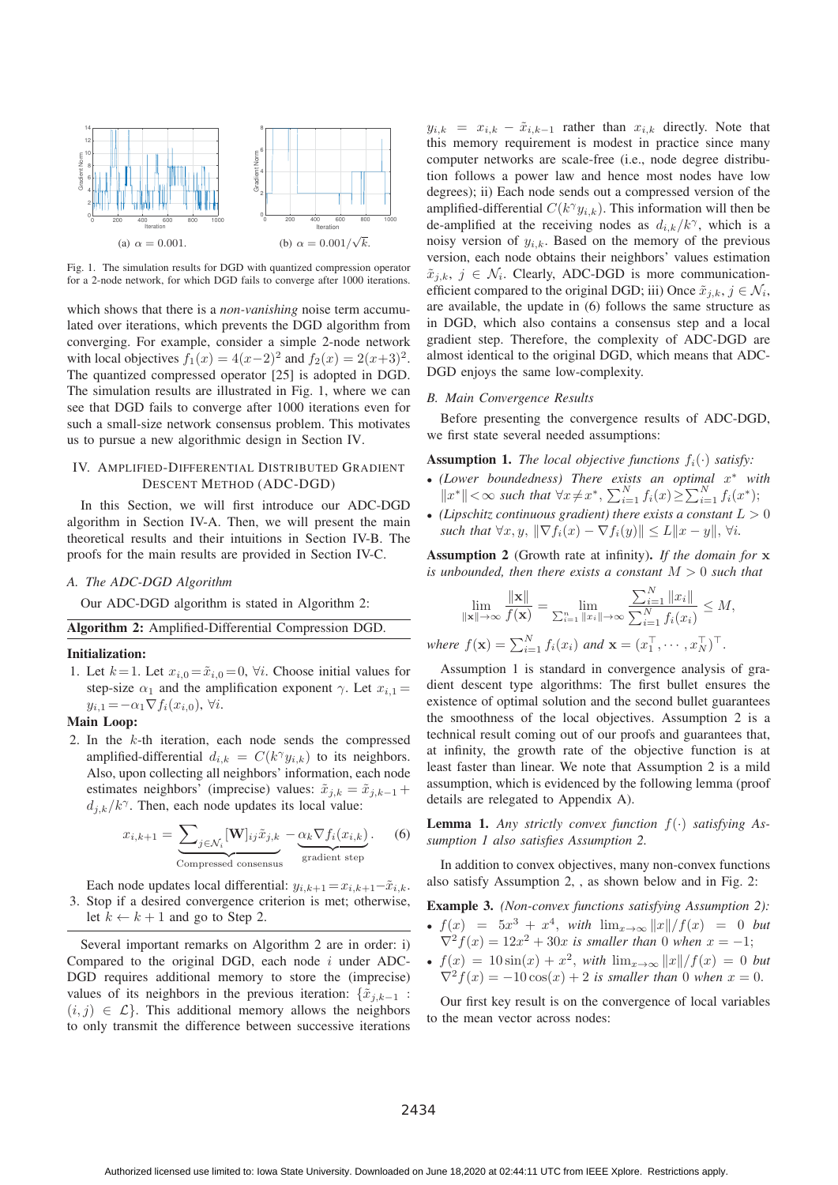Fig. 1. The simulation results for DGD with quantized compression operator for a 2-node network, for which DGD fails to converge after 1000 iterations.

(a) $\alpha = 0.001$. (b) $\alpha = 0.001/\sqrt{k}$.

which shows that there is a *non-vanishing* noise term accumulated over iterations, which prevents the DGD algorithm from converging. For example, consider a simple 2-node network with local objectives $f_1(x) = 4(x-2)^2$ and $f_2(x) = 2(x+3)^2$. The quantized compressed operator [25] is adopted in DGD. The simulation results are illustrated in Fig. 1, where we can see that DGD fails to converge after 1000 iterations even for such a small-size network consensus problem. This motivates us to pursue a new algorithmic design in Section IV.

## IV. Amplified-Differential Distributed Gradient Descent Method (ADC-DGD)

In this Section, we will first introduce our ADC-DGD algorithm in Section IV-A. Then, we will present the main theoretical results and their intuitions in Section IV-B. The proofs for the main results are provided in Section IV-C.

### A. The ADC-DGD Algorithm

Our ADC-DGD algorithm is stated in Algorithm 2:

**Algorithm 2:** Amplified-Differential Compression DGD.

**Initialization:**

1. Let $k=1$. Let $x_{i,0}=\tilde{x}_{i,0}=0$, $\forall i$. Choose initial values for step-size $\alpha_1$ and the amplification exponent $\gamma$. Let $x_{i,1} = y_{i,1} = -\alpha_1 \nabla f_i(x_{i,0})$, $\forall i$.

**Main Loop:**

2. In the $k$-th iteration, each node sends the compressed amplified-differential $d_{i,k} = C(k^{\gamma} y_{i,k})$ to its neighbors. Also, upon collecting all neighbors' information, each node estimates neighbors' (imprecise) values: $\tilde{x}_{j,k} = \tilde{x}_{j,k-1} + d_{j,k}/k^{\gamma}$. Then, each node updates its local value:
$$x_{i,k+1} = \underbrace{\sum\nolimits_{j \in \mathcal{N}_i} [\mathbf{W}]_{ij} \tilde{x}_{j,k}}_{\text{Compressed consensus}} - \underbrace{\alpha_k \nabla f_i(x_{i,k})}_{\text{gradient step}}. \tag{6}$$
Each node updates local differential: $y_{i,k+1} = x_{i,k+1} - \tilde{x}_{i,k}$.
3. Stop if a desired convergence criterion is met; otherwise, let $k \leftarrow k+1$ and go to Step 2.

Several important remarks on Algorithm 2 are in order: i) Compared to the original DGD, each node $i$ under ADC-DGD requires additional memory to store the (imprecise) values of its neighbors in the previous iteration: $\{\tilde{x}_{j,k-1} : (i,j) \in \mathcal{L}\}$. This additional memory allows the neighbors to only transmit the difference between successive iterations $y_{i,k} = x_{i,k} - \tilde{x}_{i,k-1}$ rather than $x_{i,k}$ directly. Note that this memory requirement is modest in practice since many computer networks are scale-free (i.e., node degree distribution follows a power law and hence most nodes have low degrees); ii) Each node sends out a compressed version of the amplified-differential $C(k^{\gamma} y_{i,k})$. This information will then be de-amplified at the receiving nodes as $d_{i,k}/k^{\gamma}$, which is a noisy version of $y_{i,k}$. Based on the memory of the previous version, each node obtains their neighbors' values estimation $\tilde{x}_{j,k}$, $j \in \mathcal{N}_i$. Clearly, ADC-DGD is more communication-efficient compared to the original DGD; iii) Once $\tilde{x}_{j,k}$, $j \in \mathcal{N}_i$, are available, the update in (6) follows the same structure as in DGD, which also contains a consensus step and a local gradient step. Therefore, the complexity of ADC-DGD are almost identical to the original DGD, which means that ADC-DGD enjoys the same low-complexity.

### B. Main Convergence Results

Before presenting the convergence results of ADC-DGD, we first state several needed assumptions:

**Assumption 1.** *The local objective functions $f_i(\cdot)$ satisfy:*

- *(Lower boundedness) There exists an optimal $x^*$ with $\|x^*\| < \infty$ such that $\forall x \neq x^*$, $\sum_{i=1}^N f_i(x) \geq \sum_{i=1}^N f_i(x^*)$;*
- *(Lipschitz continuous gradient) there exists a constant $L > 0$ such that $\forall x, y$, $\|\nabla f_i(x) - \nabla f_i(y)\| \leq L\|x - y\|$, $\forall i$.*

**Assumption 2** (Growth rate at infinity)**.** *If the domain for $\mathbf{x}$ is unbounded, then there exists a constant $M > 0$ such that*
$$\lim_{\|\mathbf{x}\| \to \infty} \frac{\|\mathbf{x}\|}{f(\mathbf{x})} = \lim_{\sum_{i=1}^n \|x_i\| \to \infty} \frac{\sum_{i=1}^N \|x_i\|}{\sum_{i=1}^N f_i(x_i)} \leq M,$$
*where $f(\mathbf{x}) = \sum_{i=1}^N f_i(x_i)$ and $\mathbf{x} = (x_1^\top, \cdots, x_N^\top)^\top$.*

Assumption 1 is standard in convergence analysis of gradient descent type algorithms: The first bullet ensures the existence of optimal solution and the second bullet guarantees the smoothness of the local objectives. Assumption 2 is a technical result coming out of our proofs and guarantees that, at infinity, the growth rate of the objective function is at least faster than linear. We note that Assumption 2 is a mild assumption, which is evidenced by the following lemma (proof details are relegated to Appendix A).

**Lemma 1.** *Any strictly convex function $f(\cdot)$ satisfying Assumption 1 also satisfies Assumption 2.*

In addition to convex objectives, many non-convex functions also satisfy Assumption 2, , as shown below and in Fig. 2:

**Example 3.** *(Non-convex functions satisfying Assumption 2):*

- *$f(x) = 5x^3 + x^4$, with $\lim_{x \to \infty} \|x\|/f(x) = 0$ but $\nabla^2 f(x) = 12x^2 + 30x$ is smaller than 0 when $x = -1$;*
- *$f(x) = 10\sin(x) + x^2$, with $\lim_{x \to \infty} \|x\|/f(x) = 0$ but $\nabla^2 f(x) = -10\cos(x) + 2$ is smaller than 0 when $x = 0$.*

Our first key result is on the convergence of local variables to the mean vector across nodes: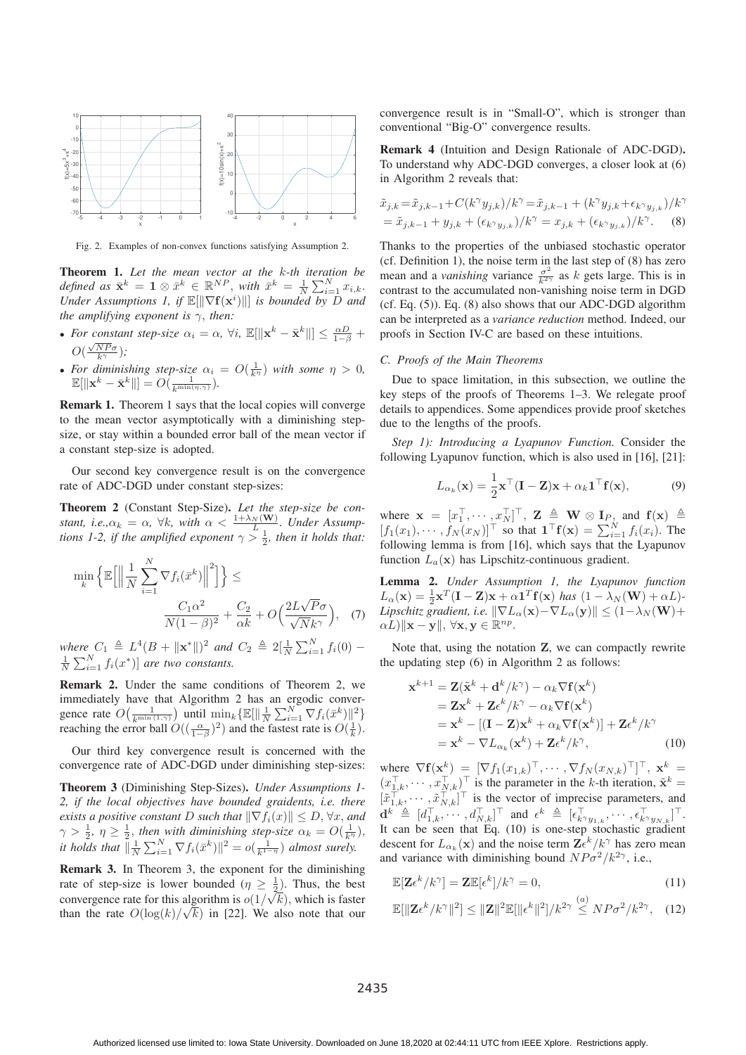Fig. 2. Examples of non-convex functions satisfying Assumption 2.

**Theorem 1.** *Let the mean vector at the $k$-th iteration be defined as $\bar{\mathbf{x}}^k = \mathbf{1} \otimes \bar{x}^k \in \mathbb{R}^{NP}$, with $\bar{x}^k = \frac{1}{N}\sum_{i=1}^N x_{i,k}$. Under Assumptions 1, if $\mathbb{E}[\|\nabla \mathbf{f}(\mathbf{x}^i)\|]$ is bounded by $D$ and the amplifying exponent is $\gamma$, then:*

- *For constant step-size $\alpha_i = \alpha$, $\forall i$, $\mathbb{E}[\|\mathbf{x}^k - \bar{\mathbf{x}}^k\|] \leq \frac{\alpha D}{1-\beta} + O(\frac{\sqrt{NP}\sigma}{k^\gamma})$;*
- *For diminishing step-size $\alpha_i = O(\frac{1}{k^\eta})$ with some $\eta > 0$, $\mathbb{E}[\|\mathbf{x}^k - \bar{\mathbf{x}}^k\|] = O(\frac{1}{k^{\min(\eta,\gamma)}})$.*

**Remark 1.** Theorem 1 says that the local copies will converge to the mean vector asymptotically with a diminishing step-size, or stay within a bounded error ball of the mean vector if a constant step-size is adopted.

Our second key convergence result is on the convergence rate of ADC-DGD under constant step-sizes:

**Theorem 2** (Constant Step-Size)**.** *Let the step-size be constant, i.e.,$\alpha_k = \alpha$, $\forall k$, with $\alpha < \frac{1+\lambda_N(\mathbf{W})}{L}$. Under Assumptions 1-2, if the amplified exponent $\gamma > \frac{1}{2}$, then it holds that:*

$$\min_k \Big\{ \mathbb{E}\Big[\Big\| \frac{1}{N}\sum_{i=1}^N \nabla f_i(\bar{x}^k)\Big\|^2\Big]\Big\} \leq \frac{C_1 \alpha^2}{N(1-\beta)^2} + \frac{C_2}{\alpha k} + O\Big(\frac{2L\sqrt{P}\sigma}{\sqrt{N}k^\gamma}\Big), \quad (7)$$

*where $C_1 \triangleq L^4(B + \|\mathbf{x}^*\|)^2$ and $C_2 \triangleq 2[\frac{1}{N}\sum_{i=1}^N f_i(0) - \frac{1}{N}\sum_{i=1}^N f_i(x^*)]$ are two constants.*

**Remark 2.** Under the same conditions of Theorem 2, we immediately have that Algorithm 2 has an ergodic convergence rate $O\big(\frac{1}{k^{\min(1,\gamma)}}\big)$ until $\min_k\{\mathbb{E}[\|\frac{1}{N}\sum_{i=1}^N \nabla f_i(\bar{x}^k)\|^2\}$ reaching the error ball $O((\frac{\alpha}{1-\beta})^2)$ and the fastest rate is $O(\frac{1}{k})$.

Our third key convergence result is concerned with the convergence rate of ADC-DGD under diminishing step-sizes:

**Theorem 3** (Diminishing Step-Sizes)**.** *Under Assumptions 1-2, if the local objectives have bounded graidents, i.e. there exists a positive constant $D$ such that $\|\nabla f_i(x)\| \leq D$, $\forall x$, and $\gamma > \frac{1}{2}$, $\eta \geq \frac{1}{2}$, then with diminishing step-size $\alpha_k = O(\frac{1}{k^\eta})$, it holds that $\|\frac{1}{N}\sum_{i=1}^N \nabla f_i(\bar{x}^k)\|^2 = o(\frac{1}{k^{1-\eta}})$ almost surely.*

**Remark 3.** In Theorem 3, the exponent for the diminishing rate of step-size is lower bounded ($\eta \geq \frac{1}{2}$). Thus, the best convergence rate for this algorithm is $o(1/\sqrt{k})$, which is faster than the rate $O(\log(k)/\sqrt{k})$ in [22]. We also note that our convergence result is in "Small-O", which is stronger than conventional "Big-O" convergence results.

**Remark 4** (Intuition and Design Rationale of ADC-DGD)**.** To understand why ADC-DGD converges, a closer look at (6) in Algorithm 2 reveals that:

$$\begin{aligned}\tilde{x}_{j,k} &= \tilde{x}_{j,k-1} + C(k^\gamma y_{j,k})/k^\gamma = \tilde{x}_{j,k-1} + (k^\gamma y_{j,k} + \epsilon_{k^\gamma y_{j,k}})/k^\gamma \\ &= \tilde{x}_{j,k-1} + y_{j,k} + (\epsilon_{k^\gamma y_{j,k}})/k^\gamma = x_{j,k} + (\epsilon_{k^\gamma y_{j,k}})/k^\gamma. \end{aligned} \quad (8)$$

Thanks to the properties of the unbiased stochastic operator (cf. Definition 1), the noise term in the last step of (8) has zero mean and a *vanishing* variance $\frac{\sigma^2}{k^{2\gamma}}$ as $k$ gets large. This is in contrast to the accumulated non-vanishing noise term in DGD (cf. Eq. (5)). Eq. (8) also shows that our ADC-DGD algorithm can be interpreted as a *variance reduction* method. Indeed, our proofs in Section IV-C are based on these intuitions.

### *C. Proofs of the Main Theorems*

Due to space limitation, in this subsection, we outline the key steps of the proofs of Theorems 1–3. We relegate proof details to appendices. Some appendices provide proof sketches due to the lengths of the proofs.

*Step 1): Introducing a Lyapunov Function.* Consider the following Lyapunov function, which is also used in [16], [21]:

$$L_{\alpha_k}(\mathbf{x}) = \frac{1}{2}\mathbf{x}^\top(\mathbf{I} - \mathbf{Z})\mathbf{x} + \alpha_k \mathbf{1}^\top \mathbf{f}(\mathbf{x}), \quad (9)$$

where $\mathbf{x} = [x_1^\top, \cdots, x_N^\top]^\top$, $\mathbf{Z} \triangleq \mathbf{W} \otimes \mathbf{I}_P$, and $\mathbf{f}(\mathbf{x}) \triangleq [f_1(x_1), \cdots, f_N(x_N)]^\top$ so that $\mathbf{1}^\top\mathbf{f}(\mathbf{x}) = \sum_{i=1}^N f_i(x_i)$. The following lemma is from [16], which says that the Lyapunov function $L_\alpha(\mathbf{x})$ has Lipschitz-continuous gradient.

**Lemma 2.** *Under Assumption 1, the Lyapunov function $L_\alpha(\mathbf{x}) = \frac{1}{2}\mathbf{x}^T(\mathbf{I}-\mathbf{Z})\mathbf{x} + \alpha\mathbf{1}^T\mathbf{f}(\mathbf{x})$ has $(1 - \lambda_N(\mathbf{W}) + \alpha L)$-Lipschitz gradient, i.e. $\|\nabla L_\alpha(\mathbf{x}) - \nabla L_\alpha(\mathbf{y})\| \leq (1-\lambda_N(\mathbf{W}) + \alpha L)\|\mathbf{x} - \mathbf{y}\|$, $\forall \mathbf{x}, \mathbf{y} \in \mathbb{R}^{np}$.*

Note that, using the notation $\mathbf{Z}$, we can compactly rewrite the updating step (6) in Algorithm 2 as follows:

$$\begin{aligned}\mathbf{x}^{k+1} &= \mathbf{Z}(\tilde{\mathbf{x}}^k + \mathbf{d}^k/k^\gamma) - \alpha_k \nabla\mathbf{f}(\mathbf{x}^k) \\ &= \mathbf{Z}\mathbf{x}^k + \mathbf{Z}\epsilon^k/k^\gamma - \alpha_k\nabla\mathbf{f}(\mathbf{x}^k) \\ &= \mathbf{x}^k - [(\mathbf{I}-\mathbf{Z})\mathbf{x}^k + \alpha_k\nabla\mathbf{f}(\mathbf{x}^k)] + \mathbf{Z}\epsilon^k/k^\gamma \\ &= \mathbf{x}^k - \nabla L_{\alpha_k}(\mathbf{x}^k) + \mathbf{Z}\epsilon^k/k^\gamma, \end{aligned} \quad (10)$$

where $\nabla\mathbf{f}(\mathbf{x}^k) = [\nabla f_1(x_{1,k})^\top, \cdots, \nabla f_N(x_{N,k})^\top]^\top$, $\mathbf{x}^k = (x_{1,k}^\top, \cdots, x_{N,k}^\top)^\top$ is the parameter in the $k$-th iteration, $\tilde{\mathbf{x}}^k = [\tilde{x}_{1,k}^\top, \cdots, \tilde{x}_{N,k}^\top]^\top$ is the vector of imprecise parameters, and $\mathbf{d}^k \triangleq [d_{1,k}^\top, \cdots, d_{N,k}^\top]^\top$ and $\epsilon^k \triangleq [\epsilon_{k^\gamma y_{1,k}}^\top, \cdots, \epsilon_{k^\gamma y_{N,k}}^\top]^\top$. It can be seen that Eq. (10) is one-step stochastic gradient descent for $L_{\alpha_k}(\mathbf{x})$ and the noise term $\mathbf{Z}\epsilon^k/k^\gamma$ has zero mean and variance with diminishing bound $NP\sigma^2/k^{2\gamma}$, i.e.,

$$\mathbb{E}[\mathbf{Z}\epsilon^k/k^\gamma] = \mathbf{Z}\mathbb{E}[\epsilon^k]/k^\gamma = 0, \quad (11)$$

$$\mathbb{E}[\|\mathbf{Z}\epsilon^k/k^\gamma\|^2] \leq \|\mathbf{Z}\|^2\mathbb{E}[\|\epsilon^k\|^2]/k^{2\gamma} \overset{(a)}{\leq} NP\sigma^2/k^{2\gamma}, \quad (12)$$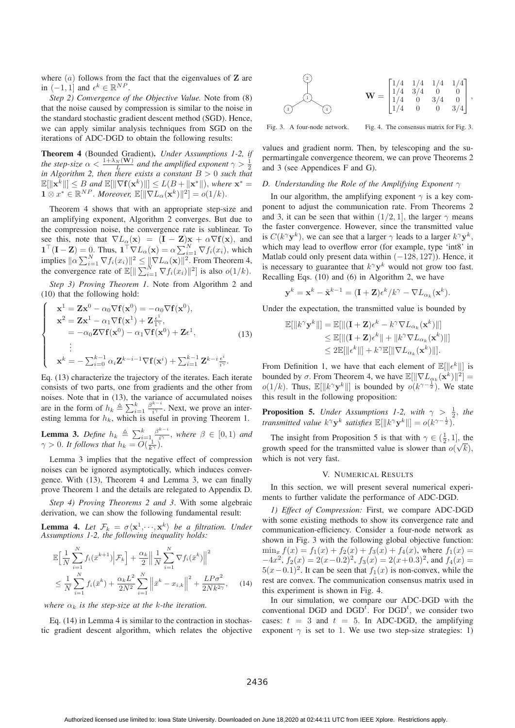where $(a)$ follows from the fact that the eigenvalues of $\mathbf{Z}$ are in $(-1, 1]$ and $\epsilon^k \in \mathbb{R}^{NP}$.

*Step 2) Convergence of the Objective Value.* Note from (8) that the noise caused by compression is similar to the noise in the standard stochastic gradient descent method (SGD). Hence, we can apply similar analysis techniques from SGD on the iterations of ADC-DGD to obtain the following results:

**Theorem 4** (Bounded Gradient). *Under Assumptions 1-2, if the step-size $\alpha < \frac{1+\lambda_N(\mathbf{W})}{L}$ and the amplified exponent $\gamma > \frac{1}{2}$ in Algorithm 2, then there exists a constant $B > 0$ such that $\mathbb{E}[\|\mathbf{x}^k\|] \le B$ and $\mathbb{E}[\|\nabla \mathbf{f}(\mathbf{x}^k)\|] \le L(B + \|\mathbf{x}^*\|)$, where $\mathbf{x}^* = \mathbf{1} \otimes x^* \in \mathbb{R}^{NP}$. Moreover, $\mathbb{E}[\|\nabla L_\alpha(\mathbf{x}^k)\|^2] = o(1/k)$.*

Theorem 4 shows that with an appropriate step-size and an amplifying exponent, Algorithm 2 converges. But due to the compression noise, the convergence rate is sublinear. To see this, note that $\nabla L_\alpha(\mathbf{x}) = (\mathbf{I} - \mathbf{Z})\mathbf{x} + \alpha \nabla \mathbf{f}(\mathbf{x})$, and $\mathbf{1}^\top (\mathbf{I} - \mathbf{Z}) = 0$. Thus, $\mathbf{1}^\top \nabla L_\alpha(\mathbf{x}) = \alpha \sum_{i=1}^N \nabla f_i(x_i)$, which implies $\|\alpha \sum_{i=1}^N \nabla f_i(x_i)\|^2 \le \|\nabla L_\alpha(\mathbf{x})\|^2$. From Theorem 4, the convergence rate of $\mathbb{E}[\|\sum_{i=1}^N \nabla f_i(x_i)\|^2]$ is also $o(1/k)$.

*Step 3) Proving Theorem 1.* Note from Algorithm 2 and (10) that the following hold:

$$\begin{cases} \mathbf{x}^1 = \mathbf{Z}\mathbf{x}^0 - \alpha_0 \nabla \mathbf{f}(\mathbf{x}^0) = -\alpha_0 \nabla \mathbf{f}(\mathbf{x}^0), \\ \mathbf{x}^2 = \mathbf{Z}\mathbf{x}^1 - \alpha_1 \nabla \mathbf{f}(\mathbf{x}^1) + \mathbf{Z}\frac{\epsilon^1}{1^\gamma}, \\ \quad = -\alpha_0 \mathbf{Z} \nabla \mathbf{f}(\mathbf{x}^0) - \alpha_1 \nabla \mathbf{f}(\mathbf{x}^0) + \mathbf{Z}\epsilon^1, \\ \quad \vdots \\ \mathbf{x}^k = -\sum_{i=0}^{k-1} \alpha_i \mathbf{Z}^{k-i-1} \nabla \mathbf{f}(\mathbf{x}^i) + \sum_{i=1}^{k-1} \mathbf{Z}^{k-i} \frac{\epsilon^i}{i^\gamma}. \end{cases} \tag{13}$$

Eq. (13) characterize the trajectory of the iterates. Each iterate consists of two parts, one from gradients and the other from noises. Note that in (13), the variance of accumulated noises are in the form of $h_k \triangleq \sum_{i=1}^k \frac{\beta^{k-i}}{i^\gamma}$. Next, we prove an interesting lemma for $h_k$, which is useful in proving Theorem 1.

**Lemma 3.** *Define $h_k \triangleq \sum_{i=1}^k \frac{\beta^{k-i}}{i^\gamma}$, where $\beta \in [0, 1)$ and $\gamma > 0$. It follows that $h_k = O(\frac{1}{k^\gamma})$.*

Lemma 3 implies that the negative effect of compression noises can be ignored asymptotically, which induces convergence. With (13), Theorem 4 and Lemma 3, we can finally prove Theorem 1 and the details are relegated to Appendix D.

*Step 4) Proving Theorems 2 and 3.* With some algebraic derivation, we can show the following fundamental result:

**Lemma 4.** *Let $\mathcal{F}_k = \sigma\langle \mathbf{x}^1, \cdots, \mathbf{x}^k \rangle$ be a filtration. Under Assumptions 1-2, the following inequality holds:*

$$\mathbb{E}\Big[\frac{1}{N}\sum_{i=1}^N f_i(\bar{x}^{k+1})\Big|\mathcal{F}_k\Big] + \frac{\alpha_k}{2}\Big\|\frac{1}{N}\sum_{i=1}^N \nabla f_i(\bar{x}^k)\Big\|^2$$
$$\le \frac{1}{N}\sum_{i=1}^N f_i(\bar{x}^k) + \frac{\alpha_k L^2}{2N^2}\sum_{i=1}^N \Big\|\bar{x}^k - x_{i,k}\Big\|^2 + \frac{LP\sigma^2}{2Nk^{2\gamma}}, \tag{14}$$

*where $\alpha_k$ is the step-size at the $k$-the iteration.*

Eq. (14) in Lemma 4 is similar to the contraction in stochastic gradient descent algorithm, which relates the objective values and gradient norm. Then, by telescoping and the supermartingale convergence theorem, we can prove Theorems 2 and 3 (see Appendices F and G).

Fig. 3. A four-node network.

$$\mathbf{W} = \begin{bmatrix} 1/4 & 1/4 & 1/4 & 1/4 \\ 1/4 & 3/4 & 0 & 0 \\ 1/4 & 0 & 3/4 & 0 \\ 1/4 & 0 & 0 & 3/4 \end{bmatrix},$$

Fig. 4. The consensus matrix for Fig. 3.

### D. Understanding the Role of the Amplifying Exponent $\gamma$

In our algorithm, the amplifying exponent $\gamma$ is a key component to adjust the communication rate. From Theorems 2 and 3, it can be seen that within $(1/2, 1]$, the larger $\gamma$ means the faster convergence. However, since the transmitted value is $C(k^\gamma \mathbf{y}^k)$, we can see that a larger $\gamma$ leads to a larger $k^\gamma \mathbf{y}^k$, which may lead to overflow error (for example, type 'int8' in Matlab could only present data within $(-128, 127)$). Hence, it is necessary to guarantee that $k^\gamma \mathbf{y}^k$ would not grow too fast. Recalling Eqs. (10) and (6) in Algorithm 2, we have

$$\mathbf{y}^k = \mathbf{x}^k - \tilde{\mathbf{x}}^{k-1} = (\mathbf{I} + \mathbf{Z})\epsilon^k / k^\gamma - \nabla L_{\alpha_k}(\mathbf{x}^k).$$

Under the expectation, the transmitted value is bounded by

$$\begin{aligned} \mathbb{E}[\|k^\gamma \mathbf{y}^k\|] &= \mathbb{E}[\|(\mathbf{I} + \mathbf{Z})\epsilon^k - k^\gamma \nabla L_{\alpha_k}(\mathbf{x}^k)\|] \\ &\le \mathbb{E}[\|(\mathbf{I} + \mathbf{Z})\epsilon^k\| + \|k^\gamma \nabla L_{\alpha_k}(\mathbf{x}^k)\|] \\ &\le 2\mathbb{E}[\|\epsilon^k\|] + k^\gamma \mathbb{E}[\|\nabla L_{\alpha_k}(\mathbf{x}^k)\|]. \end{aligned}$$

From Definition 1, we have that each element of $\mathbb{E}[\|\epsilon^k\|]$ is bounded by $\sigma$. From Theorem 4, we have $\mathbb{E}[\|\nabla L_{\alpha_k}(\mathbf{x}^k)\|^2] = o(1/k)$. Thus, $\mathbb{E}[\|k^\gamma \mathbf{y}^k\|]$ is bounded by $o(k^{\gamma - \frac{1}{2}})$. We state this result in the following proposition:

**Proposition 5.** *Under Assumptions 1-2, with $\gamma > \frac{1}{2}$, the transmitted value $k^\gamma \mathbf{y}^k$ satisfies $\mathbb{E}[\|k^\gamma \mathbf{y}^k\|] = o(k^{\gamma - \frac{1}{2}})$.*

The insight from Proposition 5 is that with $\gamma \in (\frac{1}{2}, 1]$, the growth speed for the transmitted value is slower than $o(\sqrt{k})$, which is not very fast.

## V. Numerical Results

In this section, we will present several numerical experiments to further validate the performance of ADC-DGD.

*1) Effect of Compression:* First, we compare ADC-DGD with some existing methods to show its convergence rate and communication-efficiency. Consider a four-node network as shown in Fig. 3 with the following global objective function: $\min_x f(x) = f_1(x) + f_2(x) + f_3(x) + f_4(x)$, where $f_1(x) = -4x^2$, $f_2(x) = 2(x-0.2)^2$, $f_3(x) = 2(x+0.3)^2$, and $f_4(x) = 5(x-0.1)^2$. It can be seen that $f_1(x)$ is non-convex, while the rest are convex. The communication consensus matrix used in this experiment is shown in Fig. 4.

In our simulation, we compare our ADC-DGD with the conventional DGD and DGD$^t$. For DGD$^t$, we consider two cases: $t = 3$ and $t = 5$. In ADC-DGD, the amplifying exponent $\gamma$ is set to 1. We use two step-size strategies: 1)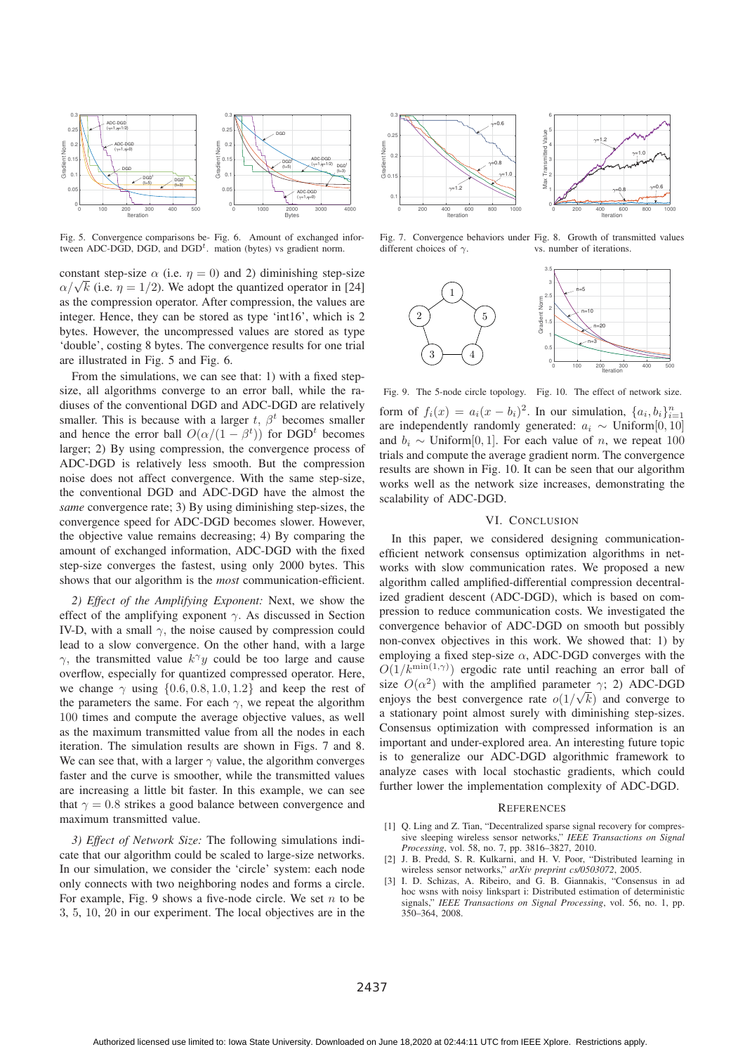Fig. 5. Convergence comparisons between ADC-DGD, DGD, and DGD$^t$.

Fig. 6. Amount of exchanged information (bytes) vs gradient norm.

Fig. 7. Convergence behaviors under different choices of $\gamma$.

Fig. 8. Growth of transmitted values vs. number of iterations.

Fig. 9. The 5-node circle topology.

Fig. 10. The effect of network size.

constant step-size $\alpha$ (i.e. $\eta = 0$) and 2) diminishing step-size $\alpha/\sqrt{k}$ (i.e. $\eta = 1/2$). We adopt the quantized operator in [24] as the compression operator. After compression, the values are integer. Hence, they can be stored as type 'int16', which is 2 bytes. However, the uncompressed values are stored as type 'double', costing 8 bytes. The convergence results for one trial are illustrated in Fig. 5 and Fig. 6.

From the simulations, we can see that: 1) with a fixed step-size, all algorithms converge to an error ball, while the radiuses of the conventional DGD and ADC-DGD are relatively smaller. This is because with a larger $t$, $\beta^t$ becomes smaller and hence the error ball $O(\alpha/(1-\beta^t))$ for DGD$^t$ becomes larger; 2) By using compression, the convergence process of ADC-DGD is relatively less smooth. But the compression noise does not affect convergence. With the same step-size, the conventional DGD and ADC-DGD have the almost the *same* convergence rate; 3) By using diminishing step-sizes, the convergence speed for ADC-DGD becomes slower. However, the objective value remains decreasing; 4) By comparing the amount of exchanged information, ADC-DGD with the fixed step-size converges the fastest, using only 2000 bytes. This shows that our algorithm is the *most* communication-efficient.

*2) Effect of the Amplifying Exponent:* Next, we show the effect of the amplifying exponent $\gamma$. As discussed in Section IV-D, with a small $\gamma$, the noise caused by compression could lead to a slow convergence. On the other hand, with a large $\gamma$, the transmitted value $k^\gamma y$ could be too large and cause overflow, especially for quantized compressed operator. Here, we change $\gamma$ using $\{0.6, 0.8, 1.0, 1.2\}$ and keep the rest of the parameters the same. For each $\gamma$, we repeat the algorithm 100 times and compute the average objective values, as well as the maximum transmitted value from all the nodes in each iteration. The simulation results are shown in Figs. 7 and 8. We can see that, with a larger $\gamma$ value, the algorithm converges faster and the curve is smoother, while the transmitted values are increasing a little bit faster. In this example, we can see that $\gamma = 0.8$ strikes a good balance between convergence and maximum transmitted value.

*3) Effect of Network Size:* The following simulations indicate that our algorithm could be scaled to large-size networks. In our simulation, we consider the 'circle' system: each node only connects with two neighboring nodes and forms a circle. For example, Fig. 9 shows a five-node circle. We set $n$ to be 3, 5, 10, 20 in our experiment. The local objectives are in the form of $f_i(x) = a_i(x - b_i)^2$. In our simulation, $\{a_i, b_i\}_{i=1}^n$ are independently randomly generated: $a_i \sim$ Uniform$[0, 10]$ and $b_i \sim$ Uniform$[0, 1]$. For each value of $n$, we repeat 100 trials and compute the average gradient norm. The convergence results are shown in Fig. 10. It can be seen that our algorithm works well as the network size increases, demonstrating the scalability of ADC-DGD.

## VI. Conclusion

In this paper, we considered designing communication-efficient network consensus optimization algorithms in networks with slow communication rates. We proposed a new algorithm called amplified-differential compression decentralized gradient descent (ADC-DGD), which is based on compression to reduce communication costs. We investigated the convergence behavior of ADC-DGD on smooth but possibly non-convex objectives in this work. We showed that: 1) by employing a fixed step-size $\alpha$, ADC-DGD converges with the $O(1/k^{\min(1,\gamma)})$ ergodic rate until reaching an error ball of size $O(\alpha^2)$ with the amplified parameter $\gamma$; 2) ADC-DGD enjoys the best convergence rate $o(1/\sqrt{k})$ and converge to a stationary point almost surely with diminishing step-sizes. Consensus optimization with compressed information is an important and under-explored area. An interesting future topic is to generalize our ADC-DGD algorithmic framework to analyze cases with local stochastic gradients, which could further lower the implementation complexity of ADC-DGD.

## References

[1] Q. Ling and Z. Tian, "Decentralized sparse signal recovery for compressive sleeping wireless sensor networks," *IEEE Transactions on Signal Processing*, vol. 58, no. 7, pp. 3816–3827, 2010.

[2] J. B. Predd, S. R. Kulkarni, and H. V. Poor, "Distributed learning in wireless sensor networks," *arXiv preprint cs/0503072*, 2005.

[3] I. D. Schizas, A. Ribeiro, and G. B. Giannakis, "Consensus in ad hoc wsns with noisy linkspart i: Distributed estimation of deterministic signals," *IEEE Transactions on Signal Processing*, vol. 56, no. 1, pp. 350–364, 2008.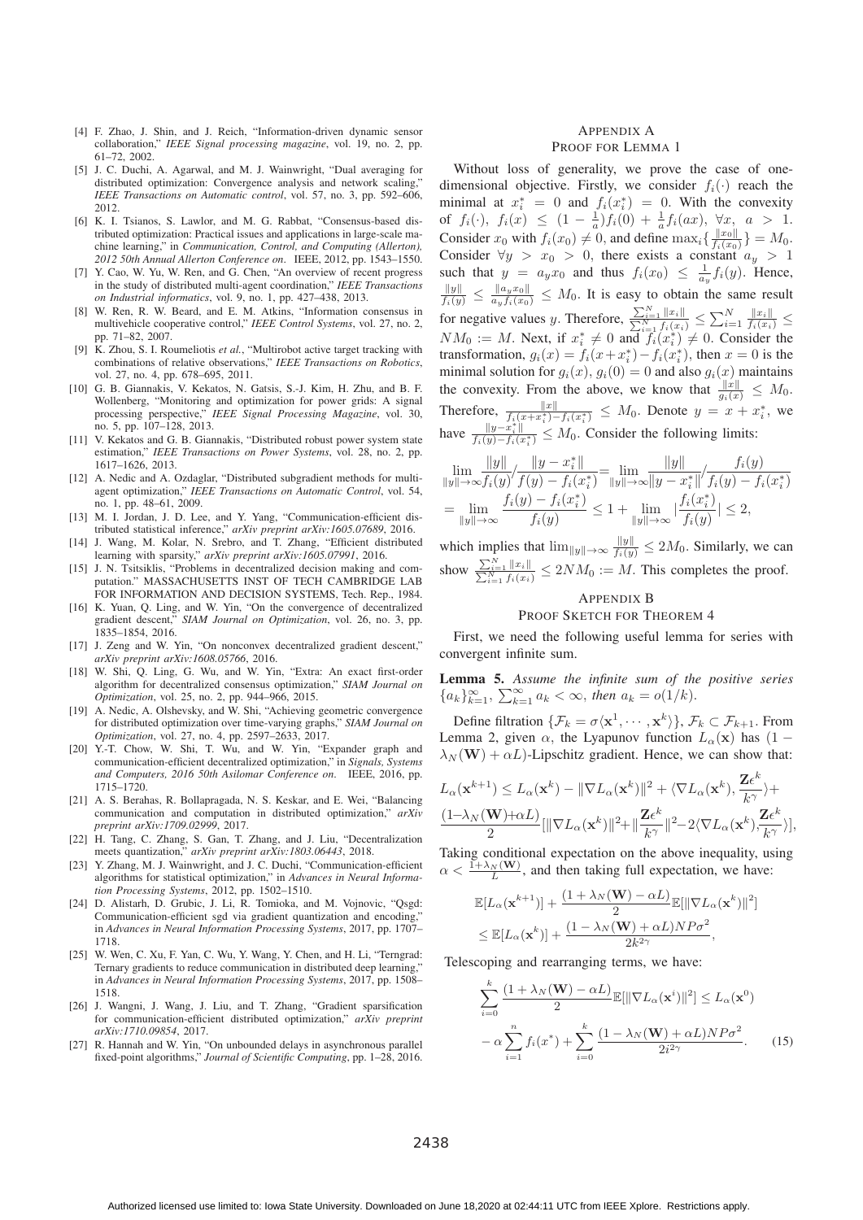[4] F. Zhao, J. Shin, and J. Reich, "Information-driven dynamic sensor collaboration," *IEEE Signal processing magazine*, vol. 19, no. 2, pp. 61–72, 2002.

[5] J. C. Duchi, A. Agarwal, and M. J. Wainwright, "Dual averaging for distributed optimization: Convergence analysis and network scaling," *IEEE Transactions on Automatic control*, vol. 57, no. 3, pp. 592–606, 2012.

[6] K. I. Tsianos, S. Lawlor, and M. G. Rabbat, "Consensus-based distributed optimization: Practical issues and applications in large-scale machine learning," in *Communication, Control, and Computing (Allerton), 2012 50th Annual Allerton Conference on*. IEEE, 2012, pp. 1543–1550.

[7] Y. Cao, W. Yu, W. Ren, and G. Chen, "An overview of recent progress in the study of distributed multi-agent coordination," *IEEE Transactions on Industrial informatics*, vol. 9, no. 1, pp. 427–438, 2013.

[8] W. Ren, R. W. Beard, and E. M. Atkins, "Information consensus in multivehicle cooperative control," *IEEE Control Systems*, vol. 27, no. 2, pp. 71–82, 2007.

[9] K. Zhou, S. I. Roumeliotis *et al.*, "Multirobot active target tracking with combinations of relative observations," *IEEE Transactions on Robotics*, vol. 27, no. 4, pp. 678–695, 2011.

[10] G. B. Giannakis, V. Kekatos, N. Gatsis, S.-J. Kim, H. Zhu, and B. F. Wollenberg, "Monitoring and optimization for power grids: A signal processing perspective," *IEEE Signal Processing Magazine*, vol. 30, no. 5, pp. 107–128, 2013.

[11] V. Kekatos and G. B. Giannakis, "Distributed robust power system state estimation," *IEEE Transactions on Power Systems*, vol. 28, no. 2, pp. 1617–1626, 2013.

[12] A. Nedic and A. Ozdaglar, "Distributed subgradient methods for multi-agent optimization," *IEEE Transactions on Automatic Control*, vol. 54, no. 1, pp. 48–61, 2009.

[13] M. I. Jordan, J. D. Lee, and Y. Yang, "Communication-efficient distributed statistical inference," *arXiv preprint arXiv:1605.07689*, 2016.

[14] J. Wang, M. Kolar, N. Srebro, and T. Zhang, "Efficient distributed learning with sparsity," *arXiv preprint arXiv:1605.07991*, 2016.

[15] J. N. Tsitsiklis, "Problems in decentralized decision making and computation." MASSACHUSETTS INST OF TECH CAMBRIDGE LAB FOR INFORMATION AND DECISION SYSTEMS, Tech. Rep., 1984.

[16] K. Yuan, Q. Ling, and W. Yin, "On the convergence of decentralized gradient descent," *SIAM Journal on Optimization*, vol. 26, no. 3, pp. 1835–1854, 2016.

[17] J. Zeng and W. Yin, "On nonconvex decentralized gradient descent," *arXiv preprint arXiv:1608.05766*, 2016.

[18] W. Shi, Q. Ling, G. Wu, and W. Yin, "Extra: An exact first-order algorithm for decentralized consensus optimization," *SIAM Journal on Optimization*, vol. 25, no. 2, pp. 944–966, 2015.

[19] A. Nedic, A. Olshevsky, and W. Shi, "Achieving geometric convergence for distributed optimization over time-varying graphs," *SIAM Journal on Optimization*, vol. 27, no. 4, pp. 2597–2633, 2017.

[20] Y.-T. Chow, W. Shi, T. Wu, and W. Yin, "Expander graph and communication-efficient decentralized optimization," in *Signals, Systems and Computers, 2016 50th Asilomar Conference on*. IEEE, 2016, pp. 1715–1720.

[21] A. S. Berahas, R. Bollapragada, N. S. Keskar, and E. Wei, "Balancing communication and computation in distributed optimization," *arXiv preprint arXiv:1709.02999*, 2017.

[22] H. Tang, C. Zhang, S. Gan, T. Zhang, and J. Liu, "Decentralization meets quantization," *arXiv preprint arXiv:1803.06443*, 2018.

[23] Y. Zhang, M. J. Wainwright, and J. C. Duchi, "Communication-efficient algorithms for statistical optimization," in *Advances in Neural Information Processing Systems*, 2012, pp. 1502–1510.

[24] D. Alistarh, D. Grubic, J. Li, R. Tomioka, and M. Vojnovic, "Qsgd: Communication-efficient sgd via gradient quantization and encoding," in *Advances in Neural Information Processing Systems*, 2017, pp. 1707–1718.

[25] W. Wen, C. Xu, F. Yan, C. Wu, Y. Wang, Y. Chen, and H. Li, "Terngrad: Ternary gradients to reduce communication in distributed deep learning," in *Advances in Neural Information Processing Systems*, 2017, pp. 1508–1518.

[26] J. Wangni, J. Wang, J. Liu, and T. Zhang, "Gradient sparsification for communication-efficient distributed optimization," *arXiv preprint arXiv:1710.09854*, 2017.

[27] R. Hannah and W. Yin, "On unbounded delays in asynchronous parallel fixed-point algorithms," *Journal of Scientific Computing*, pp. 1–28, 2016.

## Appendix A
## Proof for Lemma 1

Without loss of generality, we prove the case of one-dimensional objective. Firstly, we consider $f_i(\cdot)$ reach the minimal at $x_i^* = 0$ and $f_i(x_i^*) = 0$. With the convexity of $f_i(\cdot)$, $f_i(x) \leq (1 - \frac{1}{a})f_i(0) + \frac{1}{a}f_i(ax)$, $\forall x,\ a > 1$. Consider $x_0$ with $f_i(x_0) \neq 0$, and define $\max_i\{\frac{\|x_0\|}{f_i(x_0)}\} = M_0$. Consider $\forall y > x_0 > 0$, there exists a constant $a_y > 1$ such that $y = a_y x_0$ and thus $f_i(x_0) \leq \frac{1}{a_y}f_i(y)$. Hence, $\frac{\|y\|}{f_i(y)} \leq \frac{\|a_y x_0\|}{a_y f_i(x_0)} \leq M_0$. It is easy to obtain the same result for negative values $y$. Therefore, $\frac{\sum_{i=1}^N \|x_i\|}{\sum_{i=1}^N f_i(x_i)} \leq \sum_{i=1}^N \frac{\|x_i\|}{f_i(x_i)} \leq NM_0 := M$. Next, if $x_i^* \neq 0$ and $f_i(x_i^*) \neq 0$. Consider the transformation, $g_i(x) = f_i(x+x_i^*) - f_i(x_i^*)$, then $x = 0$ is the minimal solution for $g_i(x)$, $g_i(0) = 0$ and also $g_i(x)$ maintains the convexity. From the above, we know that $\frac{\|x\|}{g_i(x)} \leq M_0$. Therefore, $\frac{\|x\|}{f_i(x+x_i^*) - f_i(x_i^*)} \leq M_0$. Denote $y = x + x_i^*$, we have $\frac{\|y - x_i^*\|}{f_i(y) - f_i(x_i^*)} \leq M_0$. Consider the following limits:

$$\lim_{\|y\|\to\infty}\frac{\|y\|}{f_i(y)}\Big/\frac{\|y-x_i^*\|}{f(y)-f_i(x_i^*)} = \lim_{\|y\|\to\infty}\frac{\|y\|}{\|y-x_i^*\|}\Big/\frac{f_i(y)}{f_i(y)-f_i(x_i^*)}$$
$$= \lim_{\|y\|\to\infty}\frac{f_i(y)-f_i(x_i^*)}{f_i(y)} \leq 1 + \lim_{\|y\|\to\infty}\left|\frac{f_i(x_i^*)}{f_i(y)}\right| \leq 2,$$

which implies that $\lim_{\|y\|\to\infty}\frac{\|y\|}{f_i(y)} \leq 2M_0$. Similarly, we can show $\frac{\sum_{i=1}^N \|x_i\|}{\sum_{i=1}^N f_i(x_i)} \leq 2NM_0 := M$. This completes the proof.

## Appendix B
## Proof Sketch for Theorem 4

First, we need the following useful lemma for series with convergent infinite sum.

**Lemma 5.** *Assume the infinite sum of the positive series $\{a_k\}_{k=1}^{\infty}$, $\sum_{k=1}^{\infty} a_k < \infty$, then $a_k = o(1/k)$.*

Define filtration $\{\mathcal{F}_k = \sigma\langle \mathbf{x}^1, \cdots, \mathbf{x}^k\rangle\}$, $\mathcal{F}_k \subset \mathcal{F}_{k+1}$. From Lemma 2, given $\alpha$, the Lyapunov function $L_\alpha(\mathbf{x})$ has $(1 - \lambda_N(\mathbf{W}) + \alpha L)$-Lipschitz gradient. Hence, we can show that:

$$L_\alpha(\mathbf{x}^{k+1}) \leq L_\alpha(\mathbf{x}^k) - \|\nabla L_\alpha(\mathbf{x}^k)\|^2 + \langle \nabla L_\alpha(\mathbf{x}^k), \frac{\mathbf{Z}\epsilon^k}{k^\gamma}\rangle +$$
$$\frac{(1-\lambda_N(\mathbf{W})+\alpha L)}{2}[\|\nabla L_\alpha(\mathbf{x}^k)\|^2 + \|\frac{\mathbf{Z}\epsilon^k}{k^\gamma}\|^2 - 2\langle \nabla L_\alpha(\mathbf{x}^k), \frac{\mathbf{Z}\epsilon^k}{k^\gamma}\rangle],$$

Taking conditional expectation on the above inequality, using $\alpha < \frac{1+\lambda_N(\mathbf{W})}{L}$, and then taking full expectation, we have:

$$\mathbb{E}[L_\alpha(\mathbf{x}^{k+1})] + \frac{(1+\lambda_N(\mathbf{W})-\alpha L)}{2}\mathbb{E}[\|\nabla L_\alpha(\mathbf{x}^k)\|^2]$$
$$\leq \mathbb{E}[L_\alpha(\mathbf{x}^k)] + \frac{(1-\lambda_N(\mathbf{W})+\alpha L)NP\sigma^2}{2k^{2\gamma}},$$

Telescoping and rearranging terms, we have:

$$\sum_{i=0}^{k}\frac{(1+\lambda_N(\mathbf{W})-\alpha L)}{2}\mathbb{E}[\|\nabla L_\alpha(\mathbf{x}^i)\|^2] \leq L_\alpha(\mathbf{x}^0)$$
$$-\alpha\sum_{i=1}^{n} f_i(x^*) + \sum_{i=0}^{k}\frac{(1-\lambda_N(\mathbf{W})+\alpha L)NP\sigma^2}{2i^{2\gamma}}. \qquad (15)$$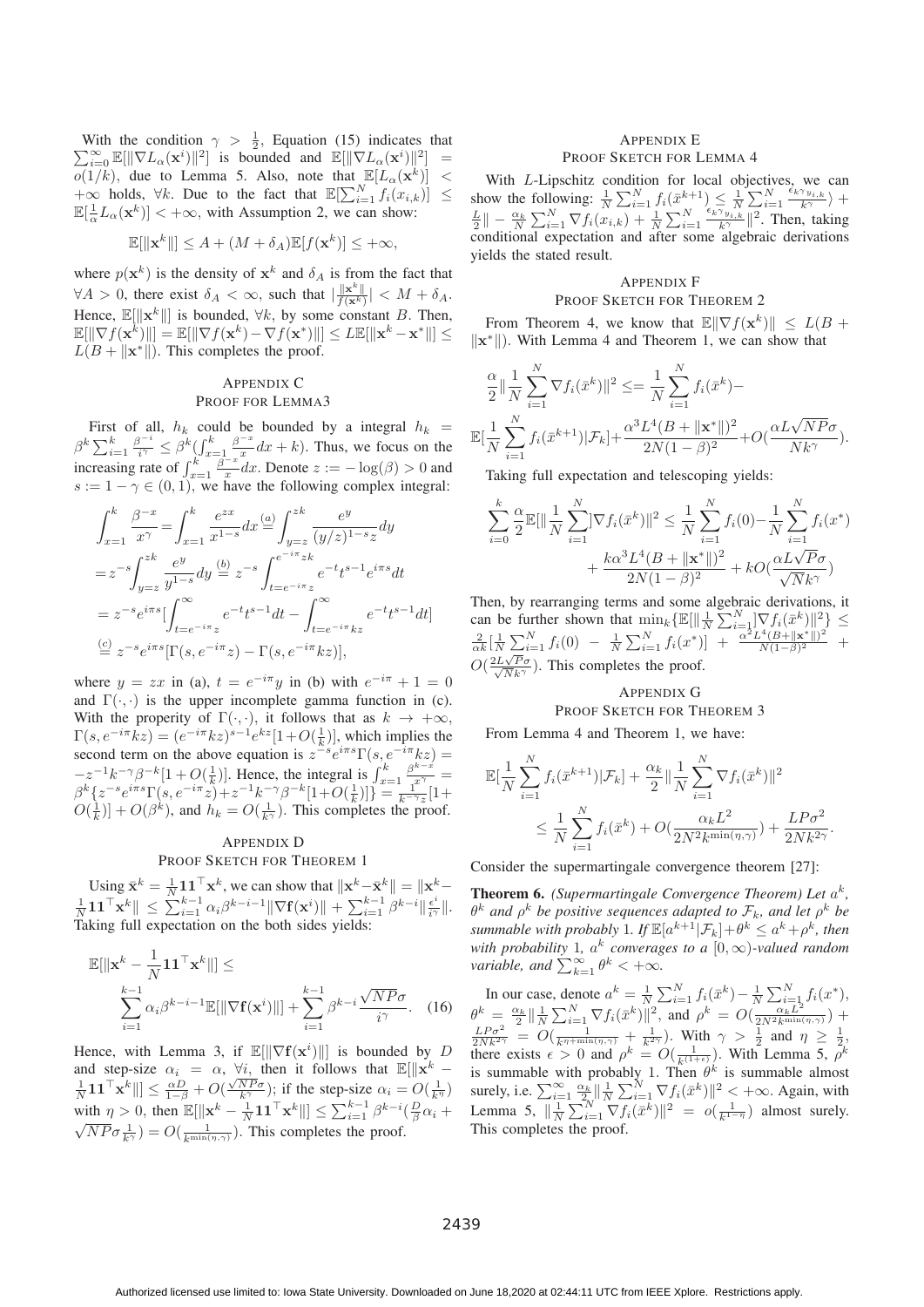With the condition $\gamma > \frac{1}{2}$, Equation (15) indicates that $\sum_{i=0}^{\infty} \mathbb{E}[\|\nabla L_\alpha(\mathbf{x}^i)\|^2]$ is bounded and $\mathbb{E}[\|\nabla L_\alpha(\mathbf{x}^i)\|^2] = o(1/k)$, due to Lemma 5. Also, note that $\mathbb{E}[L_\alpha(\mathbf{x}^k)] < +\infty$ holds, $\forall k$. Due to the fact that $\mathbb{E}[\sum_{i=1}^N f_i(x_{i,k})] \leq \mathbb{E}[\frac{1}{\alpha} L_\alpha(\mathbf{x}^k)] < +\infty$, with Assumption 2, we can show:

$$\mathbb{E}[\|\mathbf{x}^k\|] \leq A + (M + \delta_A)\mathbb{E}[f(\mathbf{x}^k)] \leq +\infty,$$

where $p(\mathbf{x}^k)$ is the density of $\mathbf{x}^k$ and $\delta_A$ is from the fact that $\forall A > 0$, there exist $\delta_A < \infty$, such that $|\frac{\|\mathbf{x}^k\|}{f(\mathbf{x}^k)}| < M + \delta_A$. Hence, $\mathbb{E}[\|\mathbf{x}^k\|]$ is bounded, $\forall k$, by some constant $B$. Then, $\mathbb{E}[\|\nabla f(\mathbf{x}^k)\|] = \mathbb{E}[\|\nabla f(\mathbf{x}^k) - \nabla f(\mathbf{x}^*)\|] \leq L\mathbb{E}[\|\mathbf{x}^k - \mathbf{x}^*\|] \leq L(B + \|\mathbf{x}^*\|)$. This completes the proof.

## Appendix C
## Proof for Lemma3

First of all, $h_k$ could be bounded by a integral $h_k = \beta^k \sum_{i=1}^k \frac{\beta^{-i}}{i^\gamma} \leq \beta^k (\int_{x=1}^k \frac{\beta^{-x}}{x} dx + k)$. Thus, we focus on the increasing rate of $\int_{x=1}^k \frac{\beta^{-x}}{x} dx$. Denote $z := -\log(\beta) > 0$ and $s := 1 - \gamma \in (0, 1)$, we have the following complex integral:

$$\begin{aligned}
\int_{x=1}^k \frac{\beta^{-x}}{x^\gamma} &= \int_{x=1}^k \frac{e^{zx}}{x^{1-s}} dx \overset{(a)}{=} \int_{y=z}^{zk} \frac{e^y}{(y/z)^{1-s} z} dy \\
&= z^{-s} \int_{y=z}^{zk} \frac{e^y}{y^{1-s}} dy \overset{(b)}{=} z^{-s} \int_{t=e^{-i\pi}z}^{e^{-i\pi}zk} e^{-t} t^{s-1} e^{i\pi s} dt \\
&= z^{-s} e^{i\pi s} [\int_{t=e^{-i\pi}z}^{\infty} e^{-t} t^{s-1} dt - \int_{t=e^{-i\pi}kz}^{\infty} e^{-t} t^{s-1} dt] \\
&\overset{(c)}{=} z^{-s} e^{i\pi s} [\Gamma(s, e^{-i\pi}z) - \Gamma(s, e^{-i\pi}kz)],
\end{aligned}$$

where $y = zx$ in (a), $t = e^{-i\pi}y$ in (b) with $e^{-i\pi} + 1 = 0$ and $\Gamma(\cdot, \cdot)$ is the upper incomplete gamma function in (c). With the properity of $\Gamma(\cdot, \cdot)$, it follows that as $k \to +\infty$, $\Gamma(s, e^{-i\pi}kz) = (e^{-i\pi}kz)^{s-1} e^{kz}[1 + O(\frac{1}{k})]$, which implies the second term on the above equation is $z^{-s} e^{i\pi s} \Gamma(s, e^{-i\pi}kz) = -z^{-1} k^{-\gamma} \beta^{-k}[1 + O(\frac{1}{k})]$. Hence, the integral is $\int_{x=1}^k \frac{\beta^{k-x}}{x^\gamma} = \beta^k \{z^{-s} e^{i\pi s} \Gamma(s, e^{-i\pi}z) + z^{-1} k^{-\gamma} \beta^{-k}[1 + O(\frac{1}{k})]\} = \frac{1}{k^{-\gamma}z}[1 + O(\frac{1}{k})] + O(\beta^k)$, and $h_k = O(\frac{1}{k^\gamma})$. This completes the proof.

## Appendix D
## Proof Sketch for Theorem 1

Using $\bar{\mathbf{x}}^k = \frac{1}{N}\mathbf{1}\mathbf{1}^\top \mathbf{x}^k$, we can show that $\|\mathbf{x}^k - \bar{\mathbf{x}}^k\| = \|\mathbf{x}^k - \frac{1}{N}\mathbf{1}\mathbf{1}^\top \mathbf{x}^k\| \leq \sum_{i=1}^{k-1} \alpha_i \beta^{k-i-1} \|\nabla \mathbf{f}(\mathbf{x}^i)\| + \sum_{i=1}^{k-1} \beta^{k-i} \|\frac{\epsilon^i}{i^\gamma}\|$. Taking full expectation on the both sides yields:

$$\begin{aligned}
\mathbb{E}[\|\mathbf{x}^k - \frac{1}{N}\mathbf{1}\mathbf{1}^\top \mathbf{x}^k\|] \leq& \\
&\sum_{i=1}^{k-1} \alpha_i \beta^{k-i-1} \mathbb{E}[\|\nabla \mathbf{f}(\mathbf{x}^i)\|] + \sum_{i=1}^{k-1} \beta^{k-i} \frac{\sqrt{NP}\sigma}{i^\gamma}. \quad (16)
\end{aligned}$$

Hence, with Lemma 3, if $\mathbb{E}[\|\nabla \mathbf{f}(\mathbf{x}^i)\|]$ is bounded by $D$ and step-size $\alpha_i = \alpha$, $\forall i$, then it follows that $\mathbb{E}[\|\mathbf{x}^k - \frac{1}{N}\mathbf{1}\mathbf{1}^\top \mathbf{x}^k\|] \leq \frac{\alpha D}{1-\beta} + O(\frac{\sqrt{NP}\sigma}{k^\gamma})$; if the step-size $\alpha_i = O(\frac{1}{k^\eta})$ with $\eta > 0$, then $\mathbb{E}[\|\mathbf{x}^k - \frac{1}{N}\mathbf{1}\mathbf{1}^\top \mathbf{x}^k\|] \leq \sum_{i=1}^{k-1} \beta^{k-i}(\frac{D}{\beta}\alpha_i + \sqrt{NP}\sigma \frac{1}{k^\gamma}) = O(\frac{1}{k^{\min(\eta, \gamma)}})$. This completes the proof.

## Appendix E
## Proof Sketch for Lemma 4

With $L$-Lipschitz condition for local objectives, we can show the following: $\frac{1}{N}\sum_{i=1}^N f_i(\bar{x}^{k+1}) \leq \frac{1}{N}\sum_{i=1}^N \frac{\epsilon_{k^\gamma} y_{i,k}}{k^\gamma} \rangle + \frac{L}{2}\| - \frac{\alpha_k}{N}\sum_{i=1}^N \nabla f_i(x_{i,k}) + \frac{1}{N}\sum_{i=1}^N \frac{\epsilon_{k^\gamma} y_{i,k}}{k^\gamma}\|^2$. Then, taking conditional expectation and after some algebraic derivations yields the stated result.

## Appendix F
## Proof Sketch for Theorem 2

From Theorem 4, we know that $\mathbb{E}\|\nabla f(\mathbf{x}^k)\| \leq L(B + \|\mathbf{x}^*\|)$. With Lemma 4 and Theorem 1, we can show that

$$\begin{aligned}
&\frac{\alpha}{2}\|\frac{1}{N}\sum_{i=1}^N \nabla f_i(\bar{x}^k)\|^2 \leq= \frac{1}{N}\sum_{i=1}^N f_i(\bar{x}^k) - \\
&\mathbb{E}[\frac{1}{N}\sum_{i=1}^N f_i(\bar{x}^{k+1})|\mathcal{F}_k] + \frac{\alpha^3 L^4 (B + \|\mathbf{x}^*\|)^2}{2N(1-\beta)^2} + O(\frac{\alpha L\sqrt{NP}\sigma}{Nk^\gamma}).
\end{aligned}$$

Taking full expectation and telescoping yields:

$$\begin{aligned}
\sum_{i=0}^k \frac{\alpha}{2}\mathbb{E}[\|\frac{1}{N}\sum_{i=1}^N ]\nabla f_i(\bar{x}^k)\|^2 \leq& \frac{1}{N}\sum_{i=1}^N f_i(0) - \frac{1}{N}\sum_{i=1}^N f_i(x^*) \\
&+ \frac{k\alpha^3 L^4 (B + \|\mathbf{x}^*\|)^2}{2N(1-\beta)^2} + kO(\frac{\alpha L\sqrt{P}\sigma}{\sqrt{N}k^\gamma})
\end{aligned}$$

Then, by rearranging terms and some algebraic derivations, it can be further shown that $\min_k\{\mathbb{E}[\|\frac{1}{N}\sum_{i=1}^N ]\nabla f_i(\bar{x}^k)\|^2\} \leq \frac{2}{\alpha k}[\frac{1}{N}\sum_{i=1}^N f_i(0) - \frac{1}{N}\sum_{i=1}^N f_i(x^*)] + \frac{\alpha^2 L^4 (B + \|\mathbf{x}^*\|)^2}{N(1-\beta)^2} + O(\frac{2L\sqrt{P}\sigma}{\sqrt{N}k^\gamma})$. This completes the proof.

## Appendix G
## Proof Sketch for Theorem 3

From Lemma 4 and Theorem 1, we have:

$$\begin{aligned}
\mathbb{E}[\frac{1}{N}\sum_{i=1}^N f_i(\bar{x}^{k+1})|\mathcal{F}_k] &+ \frac{\alpha_k}{2}\|\frac{1}{N}\sum_{i=1}^N \nabla f_i(\bar{x}^k)\|^2 \\
&\leq \frac{1}{N}\sum_{i=1}^N f_i(\bar{x}^k) + O(\frac{\alpha_k L^2}{2N^2 k^{\min(\eta, \gamma)}}) + \frac{LP\sigma^2}{2Nk^{2\gamma}}.
\end{aligned}$$

Consider the supermartingale convergence theorem [27]:

**Theorem 6.** *(Supermartingale Convergence Theorem) Let $a^k$, $\theta^k$ and $\rho^k$ be positive sequences adapted to $\mathcal{F}_k$, and let $\rho^k$ be summable with probably 1. If $\mathbb{E}[a^{k+1}|\mathcal{F}_k] + \theta^k \leq a^k + \rho^k$, then with probability 1, $a^k$ converages to a $[0, \infty)$-valued random variable, and $\sum_{k=1}^{\infty} \theta^k < +\infty$.*

In our case, denote $a^k = \frac{1}{N}\sum_{i=1}^N f_i(\bar{x}^k) - \frac{1}{N}\sum_{i=1}^N f_i(x^*)$, $\theta^k = \frac{\alpha_k}{2}\|\frac{1}{N}\sum_{i=1}^N \nabla f_i(\bar{x}^k)\|^2$, and $\rho^k = O(\frac{\alpha_k L^2}{2N^2 k^{\min(\eta, \gamma)}}) + \frac{LP\sigma^2}{2Nk^{2\gamma}} = O(\frac{1}{k^{\eta + \min(\eta, \gamma)}} + \frac{1}{k^{2\gamma}})$. With $\gamma > \frac{1}{2}$ and $\eta \geq \frac{1}{2}$, there exists $\epsilon > 0$ and $\rho^k = O(\frac{1}{k^{(1+\epsilon)}})$. With Lemma 5, $\rho^k$ is summable with probably 1. Then $\theta^k$ is summable almost surely, i.e. $\sum_{i=1}^{\infty} \frac{\alpha_k}{2}\|\frac{1}{N}\sum_{i=1}^N \nabla f_i(\bar{x}^k)\|^2 < +\infty$. Again, with Lemma 5, $\|\frac{1}{N}\sum_{i=1}^N \nabla f_i(\bar{x}^k)\|^2 = o(\frac{1}{k^{1-\eta}})$ almost surely. This completes the proof.